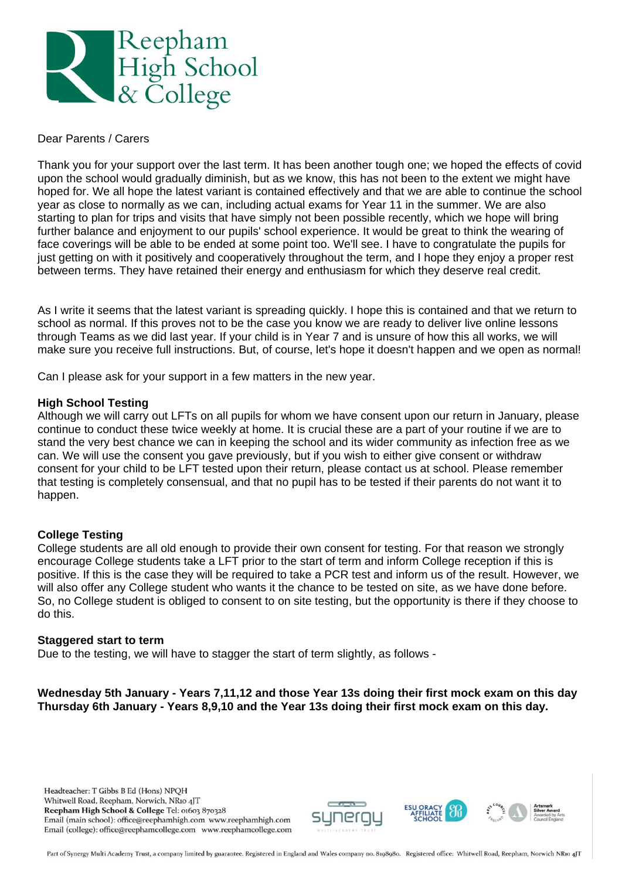Reepham High School & College

Dear Parents / Carers

Thank you for your support over the last term. It has been another tough one; we hoped the effects of covid upon the school would gradually diminish, but as we know, this has not been to the extent we might have hoped for. We all hope the latest variant is contained effectively and that we are able to continue the school year as close to normally as we can, including actual exams for Year 11 in the summer. We are also starting to plan for trips and visits that have simply not been possible recently, which we hope will bring further balance and enjoyment to our pupils' school experience. It would be great to think the wearing of face coverings will be able to be ended at some point too. We'll see. I have to congratulate the pupils for just getting on with it positively and cooperatively throughout the term, and I hope they enjoy a proper rest between terms. They have retained their energy and enthusiasm for which they deserve real credit.

As I write it seems that the latest variant is spreading quickly. I hope this is contained and that we return to school as normal. If this proves not to be the case you know we are ready to deliver live online lessons through Teams as we did last year. If your child is in Year 7 and is unsure of how this all works, we will make sure you receive full instructions. But, of course, let's hope it doesn't happen and we open as normal!

Can I please ask for your support in a few matters in the new year.

**High School Testing**

Although we will carry out LFTs on all pupils for whom we have consent upon our return in January, please continue to conduct these twice weekly at home. It is crucial these are a part of your routine if we are to stand the very best chance we can in keeping the school and its wider community as infection free as we can. We will use the consent you gave previously, but if you wish to either give consent or withdraw consent for your child to be LFT tested upon their return, please contact us at school. Please remember that testing is completely consensual, and that no pupil has to be tested if their parents do not want it to happen.

**College Testing**

College students are all old enough to provide their own consent for testing. For that reason we strongly encourage College students take a LFT prior to the start of term and inform College reception if this is positive. If this is the case they will be required to take a PCR test and inform us of the result. However, we will also offer any College student who wants it the chance to be tested on site, as we have done before. So, no College student is obliged to consent to on site testing, but the opportunity is there if they choose to do this.

**Staggered start to term**

Due to the testing, we will have to stagger the start of term slightly, as follows -

**Wednesday 5th January - Years 7,11,12 and those Year 13s doing their first mock exam on this day**
**Thursday 6th January - Years 8,9,10 and the Year 13s doing their first mock exam on this day.**

Headteacher: T Gibbs B Ed (Hons) NPQH
Whitwell Road, Reepham, Norwich, NR10 4JT
**Reepham High School & College** Tel: 01603 870328
Email (main school): office@reephamhigh.com www.reephamhigh.com
Email (college): office@reephamcollege.com www.reephamcollege.com

Part of Synergy Multi Academy Trust, a company limited by guarantee. Registered in England and Wales company no. 8198980. Registered office: Whitwell Road, Reepham, Norwich NR10 4JT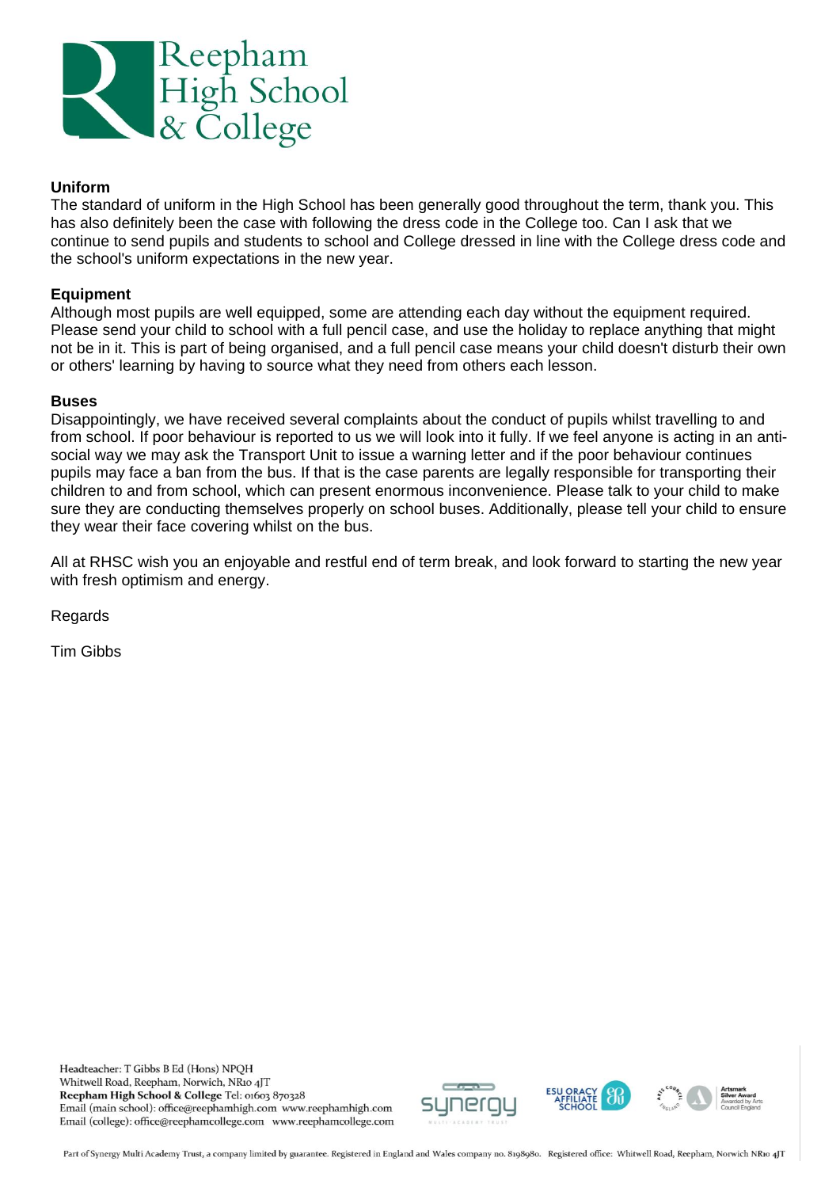**Uniform**

The standard of uniform in the High School has been generally good throughout the term, thank you. This has also definitely been the case with following the dress code in the College too. Can I ask that we continue to send pupils and students to school and College dressed in line with the College dress code and the school's uniform expectations in the new year.

**Equipment**

Although most pupils are well equipped, some are attending each day without the equipment required. Please send your child to school with a full pencil case, and use the holiday to replace anything that might not be in it. This is part of being organised, and a full pencil case means your child doesn't disturb their own or others' learning by having to source what they need from others each lesson.

**Buses**

Disappointingly, we have received several complaints about the conduct of pupils whilst travelling to and from school. If poor behaviour is reported to us we will look into it fully. If we feel anyone is acting in an anti-social way we may ask the Transport Unit to issue a warning letter and if the poor behaviour continues pupils may face a ban from the bus. If that is the case parents are legally responsible for transporting their children to and from school, which can present enormous inconvenience. Please talk to your child to make sure they are conducting themselves properly on school buses. Additionally, please tell your child to ensure they wear their face covering whilst on the bus.

All at RHSC wish you an enjoyable and restful end of term break, and look forward to starting the new year with fresh optimism and energy.

Regards

Tim Gibbs